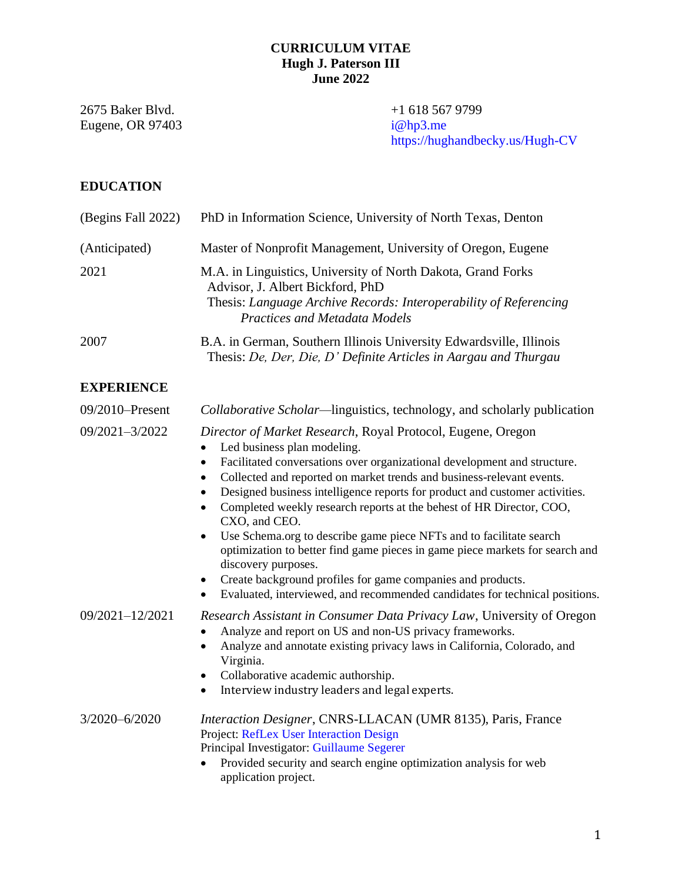**CURRICULUM VITAE**
**Hugh J. Paterson III**
**June 2022**

2675 Baker Blvd.
Eugene, OR 97403

+1 618 567 9799
i@hp3.me
https://hughandbecky.us/Hugh-CV

## EDUCATION

(Begins Fall 2022) PhD in Information Science, University of North Texas, Denton

(Anticipated) Master of Nonprofit Management, University of Oregon, Eugene

2021 M.A. in Linguistics, University of North Dakota, Grand Forks
Advisor, J. Albert Bickford, PhD
Thesis: *Language Archive Records: Interoperability of Referencing Practices and Metadata Models*

2007 B.A. in German, Southern Illinois University Edwardsville, Illinois
Thesis: *De, Der, Die, D' Definite Articles in Aargau and Thurgau*

## EXPERIENCE

09/2010–Present *Collaborative Scholar*—linguistics, technology, and scholarly publication

09/2021–3/2022 *Director of Market Research*, Royal Protocol, Eugene, Oregon

- Led business plan modeling.
- Facilitated conversations over organizational development and structure.
- Collected and reported on market trends and business-relevant events.
- Designed business intelligence reports for product and customer activities.
- Completed weekly research reports at the behest of HR Director, COO, CXO, and CEO.
- Use Schema.org to describe game piece NFTs and to facilitate search optimization to better find game pieces in game piece markets for search and discovery purposes.
- Create background profiles for game companies and products.
- Evaluated, interviewed, and recommended candidates for technical positions.

09/2021–12/2021 *Research Assistant in Consumer Data Privacy Law*, University of Oregon

- Analyze and report on US and non-US privacy frameworks.
- Analyze and annotate existing privacy laws in California, Colorado, and Virginia.
- Collaborative academic authorship.
- Interview industry leaders and legal experts.

3/2020–6/2020 *Interaction Designer*, CNRS-LLACAN (UMR 8135), Paris, France
Project: RefLex User Interaction Design
Principal Investigator: Guillaume Segerer

- Provided security and search engine optimization analysis for web application project.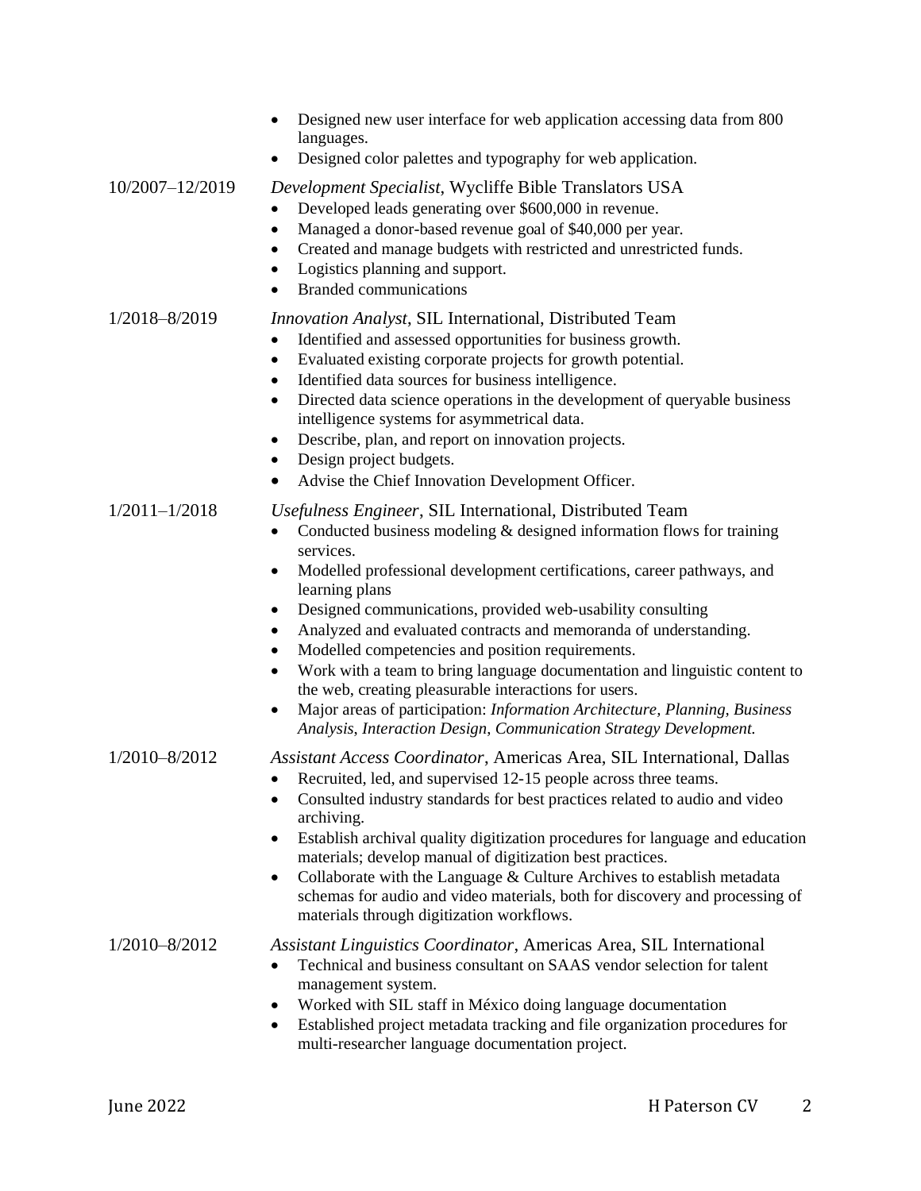- Designed new user interface for web application accessing data from 800 languages.
- Designed color palettes and typography for web application.

10/2007–12/2019 *Development Specialist*, Wycliffe Bible Translators USA

- Developed leads generating over $600,000 in revenue.
- Managed a donor-based revenue goal of $40,000 per year.
- Created and manage budgets with restricted and unrestricted funds.
- Logistics planning and support.
- Branded communications

1/2018–8/2019 *Innovation Analyst*, SIL International, Distributed Team

- Identified and assessed opportunities for business growth.
- Evaluated existing corporate projects for growth potential.
- Identified data sources for business intelligence.
- Directed data science operations in the development of queryable business intelligence systems for asymmetrical data.
- Describe, plan, and report on innovation projects.
- Design project budgets.
- Advise the Chief Innovation Development Officer.

1/2011–1/2018 *Usefulness Engineer*, SIL International, Distributed Team

- Conducted business modeling & designed information flows for training services.
- Modelled professional development certifications, career pathways, and learning plans
- Designed communications, provided web-usability consulting
- Analyzed and evaluated contracts and memoranda of understanding.
- Modelled competencies and position requirements.
- Work with a team to bring language documentation and linguistic content to the web, creating pleasurable interactions for users.
- Major areas of participation: *Information Architecture, Planning, Business Analysis, Interaction Design, Communication Strategy Development.*

1/2010–8/2012 *Assistant Access Coordinator*, Americas Area, SIL International, Dallas

- Recruited, led, and supervised 12-15 people across three teams.
- Consulted industry standards for best practices related to audio and video archiving.
- Establish archival quality digitization procedures for language and education materials; develop manual of digitization best practices.
- Collaborate with the Language & Culture Archives to establish metadata schemas for audio and video materials, both for discovery and processing of materials through digitization workflows.

1/2010–8/2012 *Assistant Linguistics Coordinator*, Americas Area, SIL International

- Technical and business consultant on SAAS vendor selection for talent management system.
- Worked with SIL staff in México doing language documentation
- Established project metadata tracking and file organization procedures for multi-researcher language documentation project.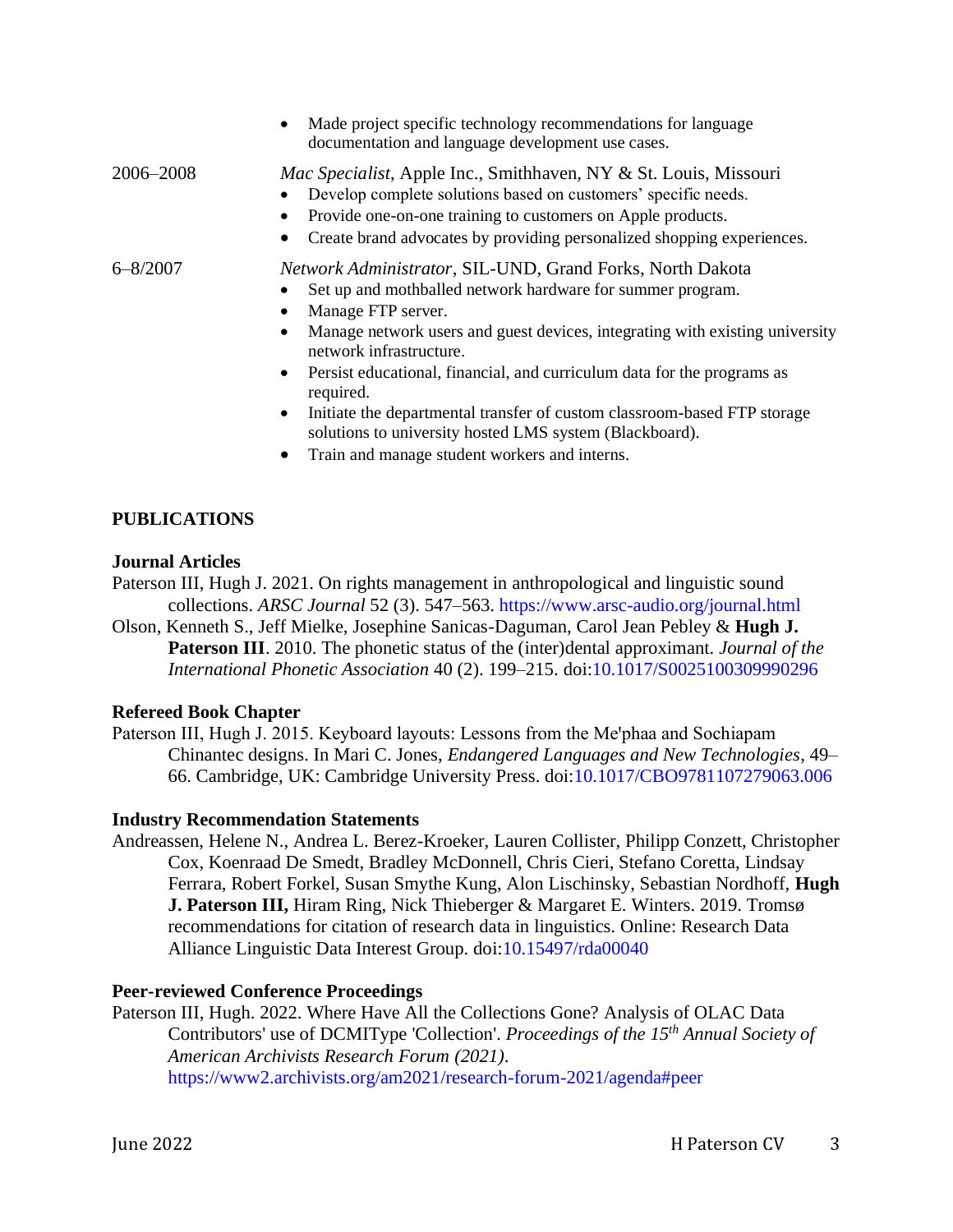- Made project specific technology recommendations for language documentation and language development use cases.

2006–2008 *Mac Specialist*, Apple Inc., Smithhaven, NY & St. Louis, Missouri

- Develop complete solutions based on customers' specific needs.
- Provide one-on-one training to customers on Apple products.
- Create brand advocates by providing personalized shopping experiences.

6–8/2007 *Network Administrator*, SIL-UND, Grand Forks, North Dakota

- Set up and mothballed network hardware for summer program.
- Manage FTP server.
- Manage network users and guest devices, integrating with existing university network infrastructure.
- Persist educational, financial, and curriculum data for the programs as required.
- Initiate the departmental transfer of custom classroom-based FTP storage solutions to university hosted LMS system (Blackboard).
- Train and manage student workers and interns.

## PUBLICATIONS

### Journal Articles

Paterson III, Hugh J. 2021. On rights management in anthropological and linguistic sound collections. *ARSC Journal* 52 (3). 547–563. https://www.arsc-audio.org/journal.html

Olson, Kenneth S., Jeff Mielke, Josephine Sanicas-Daguman, Carol Jean Pebley & **Hugh J. Paterson III**. 2010. The phonetic status of the (inter)dental approximant. *Journal of the International Phonetic Association* 40 (2). 199–215. doi:10.1017/S0025100309990296

### Refereed Book Chapter

Paterson III, Hugh J. 2015. Keyboard layouts: Lessons from the Me'phaa and Sochiapam Chinantec designs. In Mari C. Jones, *Endangered Languages and New Technologies*, 49–66. Cambridge, UK: Cambridge University Press. doi:10.1017/CBO9781107279063.006

### Industry Recommendation Statements

Andreassen, Helene N., Andrea L. Berez-Kroeker, Lauren Collister, Philipp Conzett, Christopher Cox, Koenraad De Smedt, Bradley McDonnell, Chris Cieri, Stefano Coretta, Lindsay Ferrara, Robert Forkel, Susan Smythe Kung, Alon Lischinsky, Sebastian Nordhoff, **Hugh J. Paterson III,** Hiram Ring, Nick Thieberger & Margaret E. Winters. 2019. Tromsø recommendations for citation of research data in linguistics. Online: Research Data Alliance Linguistic Data Interest Group. doi:10.15497/rda00040

### Peer-reviewed Conference Proceedings

Paterson III, Hugh. 2022. Where Have All the Collections Gone? Analysis of OLAC Data Contributors' use of DCMIType 'Collection'. *Proceedings of the 15th Annual Society of American Archivists Research Forum (2021)*. https://www2.archivists.org/am2021/research-forum-2021/agenda#peer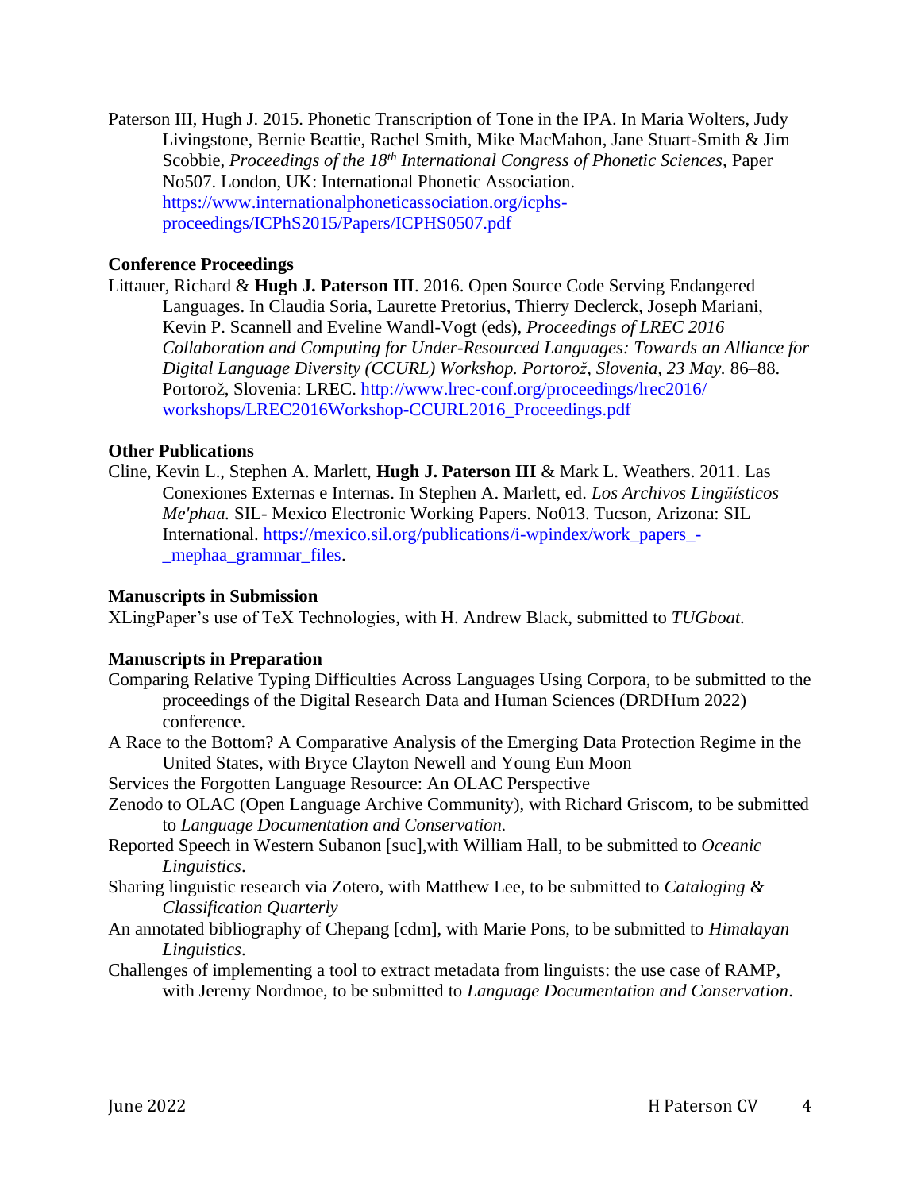Paterson III, Hugh J. 2015. Phonetic Transcription of Tone in the IPA. In Maria Wolters, Judy Livingstone, Bernie Beattie, Rachel Smith, Mike MacMahon, Jane Stuart-Smith & Jim Scobbie, *Proceedings of the 18th International Congress of Phonetic Sciences*, Paper No507. London, UK: International Phonetic Association. https://www.internationalphoneticassociation.org/icphs-proceedings/ICPhS2015/Papers/ICPHS0507.pdf

### Conference Proceedings

Littauer, Richard & **Hugh J. Paterson III**. 2016. Open Source Code Serving Endangered Languages. In Claudia Soria, Laurette Pretorius, Thierry Declerck, Joseph Mariani, Kevin P. Scannell and Eveline Wandl-Vogt (eds), *Proceedings of LREC 2016 Collaboration and Computing for Under-Resourced Languages: Towards an Alliance for Digital Language Diversity (CCURL) Workshop. Portorož, Slovenia, 23 May.* 86–88. Portorož, Slovenia: LREC. http://www.lrec-conf.org/proceedings/lrec2016/workshops/LREC2016Workshop-CCURL2016_Proceedings.pdf

### Other Publications

Cline, Kevin L., Stephen A. Marlett, **Hugh J. Paterson III** & Mark L. Weathers. 2011. Las Conexiones Externas e Internas. In Stephen A. Marlett, ed. *Los Archivos Lingüísticos Me'phaa.* SIL- Mexico Electronic Working Papers. No013. Tucson, Arizona: SIL International. https://mexico.sil.org/publications/i-wpindex/work_papers_-_mephaa_grammar_files.

### Manuscripts in Submission

XLingPaper's use of TeX Technologies, with H. Andrew Black, submitted to *TUGboat.*

### Manuscripts in Preparation

Comparing Relative Typing Difficulties Across Languages Using Corpora, to be submitted to the proceedings of the Digital Research Data and Human Sciences (DRDHum 2022) conference.

A Race to the Bottom? A Comparative Analysis of the Emerging Data Protection Regime in the United States, with Bryce Clayton Newell and Young Eun Moon

Services the Forgotten Language Resource: An OLAC Perspective

Zenodo to OLAC (Open Language Archive Community), with Richard Griscom, to be submitted to *Language Documentation and Conservation.*

Reported Speech in Western Subanon [suc],with William Hall, to be submitted to *Oceanic Linguistics*.

Sharing linguistic research via Zotero, with Matthew Lee, to be submitted to *Cataloging & Classification Quarterly*

An annotated bibliography of Chepang [cdm], with Marie Pons, to be submitted to *Himalayan Linguistics*.

Challenges of implementing a tool to extract metadata from linguists: the use case of RAMP, with Jeremy Nordmoe, to be submitted to *Language Documentation and Conservation*.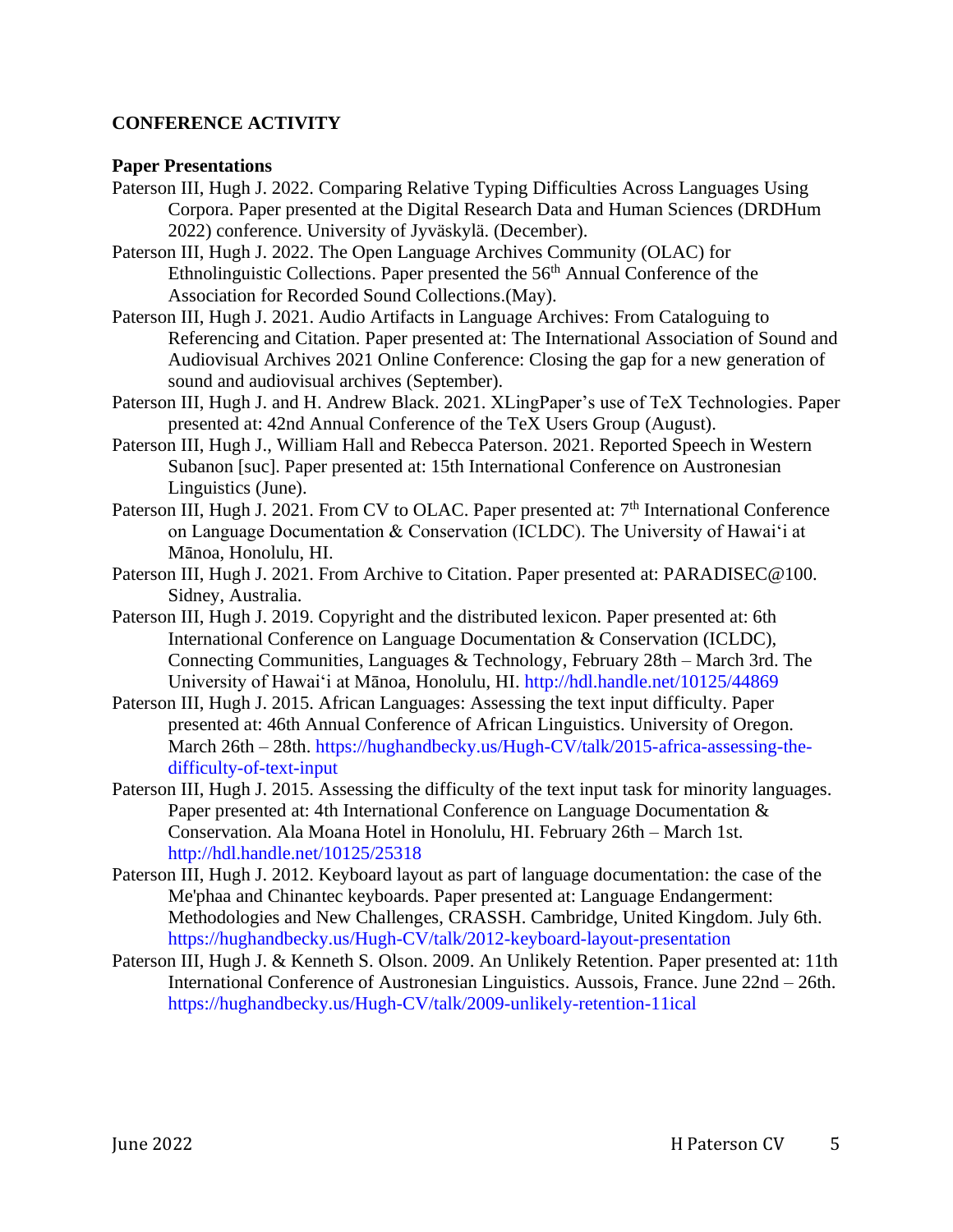## CONFERENCE ACTIVITY

### Paper Presentations

Paterson III, Hugh J. 2022. Comparing Relative Typing Difficulties Across Languages Using Corpora. Paper presented at the Digital Research Data and Human Sciences (DRDHum 2022) conference. University of Jyväskylä. (December).

Paterson III, Hugh J. 2022. The Open Language Archives Community (OLAC) for Ethnolinguistic Collections. Paper presented the 56th Annual Conference of the Association for Recorded Sound Collections.(May).

Paterson III, Hugh J. 2021. Audio Artifacts in Language Archives: From Cataloguing to Referencing and Citation. Paper presented at: The International Association of Sound and Audiovisual Archives 2021 Online Conference: Closing the gap for a new generation of sound and audiovisual archives (September).

Paterson III, Hugh J. and H. Andrew Black. 2021. XLingPaper's use of TeX Technologies. Paper presented at: 42nd Annual Conference of the TeX Users Group (August).

Paterson III, Hugh J., William Hall and Rebecca Paterson. 2021. Reported Speech in Western Subanon [suc]. Paper presented at: 15th International Conference on Austronesian Linguistics (June).

Paterson III, Hugh J. 2021. From CV to OLAC. Paper presented at: 7th International Conference on Language Documentation & Conservation (ICLDC). The University of Hawaiʻi at Mānoa, Honolulu, HI.

Paterson III, Hugh J. 2021. From Archive to Citation. Paper presented at: PARADISEC@100. Sidney, Australia.

Paterson III, Hugh J. 2019. Copyright and the distributed lexicon. Paper presented at: 6th International Conference on Language Documentation & Conservation (ICLDC), Connecting Communities, Languages & Technology, February 28th – March 3rd. The University of Hawaiʻi at Mānoa, Honolulu, HI. http://hdl.handle.net/10125/44869

Paterson III, Hugh J. 2015. African Languages: Assessing the text input difficulty. Paper presented at: 46th Annual Conference of African Linguistics. University of Oregon. March 26th – 28th. https://hughandbecky.us/Hugh-CV/talk/2015-africa-assessing-the-difficulty-of-text-input

Paterson III, Hugh J. 2015. Assessing the difficulty of the text input task for minority languages. Paper presented at: 4th International Conference on Language Documentation & Conservation. Ala Moana Hotel in Honolulu, HI. February 26th – March 1st. http://hdl.handle.net/10125/25318

Paterson III, Hugh J. 2012. Keyboard layout as part of language documentation: the case of the Me'phaa and Chinantec keyboards. Paper presented at: Language Endangerment: Methodologies and New Challenges, CRASSH. Cambridge, United Kingdom. July 6th. https://hughandbecky.us/Hugh-CV/talk/2012-keyboard-layout-presentation

Paterson III, Hugh J. & Kenneth S. Olson. 2009. An Unlikely Retention. Paper presented at: 11th International Conference of Austronesian Linguistics. Aussois, France. June 22nd – 26th. https://hughandbecky.us/Hugh-CV/talk/2009-unlikely-retention-11ical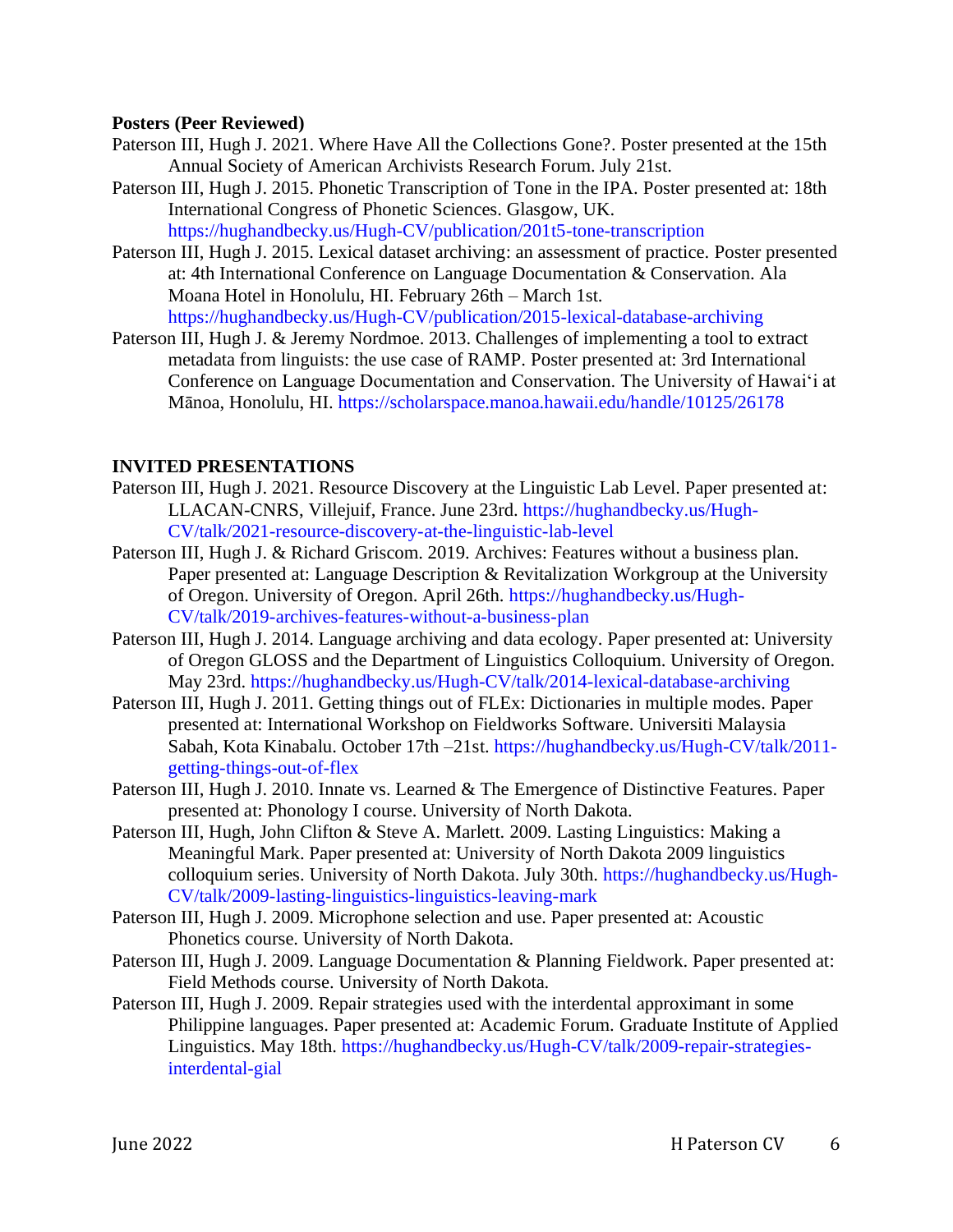**Posters (Peer Reviewed)**

Paterson III, Hugh J. 2021. Where Have All the Collections Gone?. Poster presented at the 15th Annual Society of American Archivists Research Forum. July 21st.

Paterson III, Hugh J. 2015. Phonetic Transcription of Tone in the IPA. Poster presented at: 18th International Congress of Phonetic Sciences. Glasgow, UK. https://hughandbecky.us/Hugh-CV/publication/201t5-tone-transcription

Paterson III, Hugh J. 2015. Lexical dataset archiving: an assessment of practice. Poster presented at: 4th International Conference on Language Documentation & Conservation. Ala Moana Hotel in Honolulu, HI. February 26th – March 1st. https://hughandbecky.us/Hugh-CV/publication/2015-lexical-database-archiving

Paterson III, Hugh J. & Jeremy Nordmoe. 2013. Challenges of implementing a tool to extract metadata from linguists: the use case of RAMP. Poster presented at: 3rd International Conference on Language Documentation and Conservation. The University of Hawaiʻi at Mānoa, Honolulu, HI. https://scholarspace.manoa.hawaii.edu/handle/10125/26178

**INVITED PRESENTATIONS**

Paterson III, Hugh J. 2021. Resource Discovery at the Linguistic Lab Level. Paper presented at: LLACAN-CNRS, Villejuif, France. June 23rd. https://hughandbecky.us/Hugh-CV/talk/2021-resource-discovery-at-the-linguistic-lab-level

Paterson III, Hugh J. & Richard Griscom. 2019. Archives: Features without a business plan. Paper presented at: Language Description & Revitalization Workgroup at the University of Oregon. University of Oregon. April 26th. https://hughandbecky.us/Hugh-CV/talk/2019-archives-features-without-a-business-plan

Paterson III, Hugh J. 2014. Language archiving and data ecology. Paper presented at: University of Oregon GLOSS and the Department of Linguistics Colloquium. University of Oregon. May 23rd. https://hughandbecky.us/Hugh-CV/talk/2014-lexical-database-archiving

Paterson III, Hugh J. 2011. Getting things out of FLEx: Dictionaries in multiple modes. Paper presented at: International Workshop on Fieldworks Software. Universiti Malaysia Sabah, Kota Kinabalu. October 17th –21st. https://hughandbecky.us/Hugh-CV/talk/2011-getting-things-out-of-flex

Paterson III, Hugh J. 2010. Innate vs. Learned & The Emergence of Distinctive Features. Paper presented at: Phonology I course. University of North Dakota.

Paterson III, Hugh, John Clifton & Steve A. Marlett. 2009. Lasting Linguistics: Making a Meaningful Mark. Paper presented at: University of North Dakota 2009 linguistics colloquium series. University of North Dakota. July 30th. https://hughandbecky.us/Hugh-CV/talk/2009-lasting-linguistics-linguistics-leaving-mark

Paterson III, Hugh J. 2009. Microphone selection and use. Paper presented at: Acoustic Phonetics course. University of North Dakota.

Paterson III, Hugh J. 2009. Language Documentation & Planning Fieldwork. Paper presented at: Field Methods course. University of North Dakota.

Paterson III, Hugh J. 2009. Repair strategies used with the interdental approximant in some Philippine languages. Paper presented at: Academic Forum. Graduate Institute of Applied Linguistics. May 18th. https://hughandbecky.us/Hugh-CV/talk/2009-repair-strategies-interdental-gial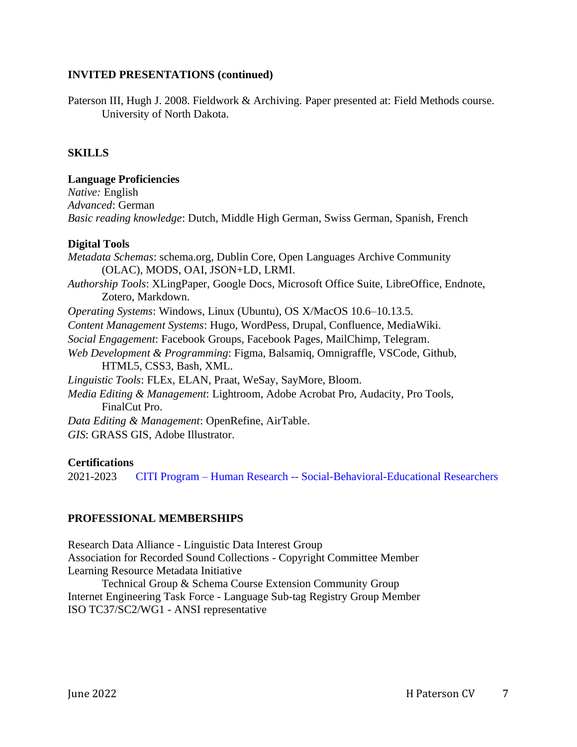## INVITED PRESENTATIONS (continued)

Paterson III, Hugh J. 2008. Fieldwork & Archiving. Paper presented at: Field Methods course. University of North Dakota.

## SKILLS

### Language Proficiencies

*Native:* English
*Advanced*: German
*Basic reading knowledge*: Dutch, Middle High German, Swiss German, Spanish, French

### Digital Tools

*Metadata Schemas*: schema.org, Dublin Core, Open Languages Archive Community (OLAC), MODS, OAI, JSON+LD, LRMI.
*Authorship Tools*: XLingPaper, Google Docs, Microsoft Office Suite, LibreOffice, Endnote, Zotero, Markdown.
*Operating Systems*: Windows, Linux (Ubuntu), OS X/MacOS 10.6–10.13.5.
*Content Management Systems*: Hugo, WordPress, Drupal, Confluence, MediaWiki.
*Social Engagement*: Facebook Groups, Facebook Pages, MailChimp, Telegram.
*Web Development & Programming*: Figma, Balsamiq, Omnigraffle, VSCode, Github, HTML5, CSS3, Bash, XML.
*Linguistic Tools*: FLEx, ELAN, Praat, WeSay, SayMore, Bloom.
*Media Editing & Management*: Lightroom, Adobe Acrobat Pro, Audacity, Pro Tools, FinalCut Pro.
*Data Editing & Management*: OpenRefine, AirTable.
*GIS*: GRASS GIS, Adobe Illustrator.

### Certifications

2021-2023 CITI Program – Human Research -- Social-Behavioral-Educational Researchers

## PROFESSIONAL MEMBERSHIPS

Research Data Alliance - Linguistic Data Interest Group
Association for Recorded Sound Collections - Copyright Committee Member
Learning Resource Metadata Initiative
 Technical Group & Schema Course Extension Community Group
Internet Engineering Task Force - Language Sub-tag Registry Group Member
ISO TC37/SC2/WG1 - ANSI representative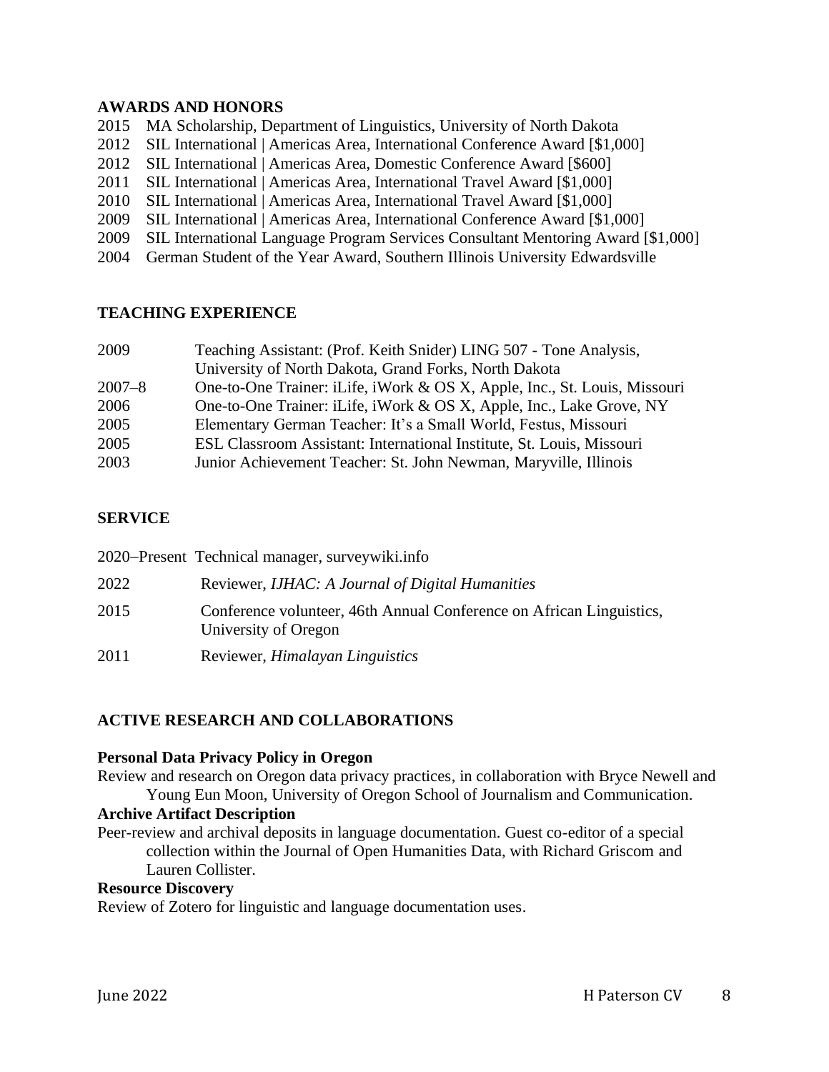## AWARDS AND HONORS

2015 MA Scholarship, Department of Linguistics, University of North Dakota
2012 SIL International | Americas Area, International Conference Award [$1,000]
2012 SIL International | Americas Area, Domestic Conference Award [$600]
2011 SIL International | Americas Area, International Travel Award [$1,000]
2010 SIL International | Americas Area, International Travel Award [$1,000]
2009 SIL International | Americas Area, International Conference Award [$1,000]
2009 SIL International Language Program Services Consultant Mentoring Award [$1,000]
2004 German Student of the Year Award, Southern Illinois University Edwardsville

## TEACHING EXPERIENCE

2009 Teaching Assistant: (Prof. Keith Snider) LING 507 - Tone Analysis, University of North Dakota, Grand Forks, North Dakota
2007–8 One-to-One Trainer: iLife, iWork & OS X, Apple, Inc., St. Louis, Missouri
2006 One-to-One Trainer: iLife, iWork & OS X, Apple, Inc., Lake Grove, NY
2005 Elementary German Teacher: It's a Small World, Festus, Missouri
2005 ESL Classroom Assistant: International Institute, St. Louis, Missouri
2003 Junior Achievement Teacher: St. John Newman, Maryville, Illinois

## SERVICE

2020–Present Technical manager, surveywiki.info

2022 Reviewer, *IJHAC: A Journal of Digital Humanities*

2015 Conference volunteer, 46th Annual Conference on African Linguistics, University of Oregon

2011 Reviewer, *Himalayan Linguistics*

## ACTIVE RESEARCH AND COLLABORATIONS

**Personal Data Privacy Policy in Oregon**
Review and research on Oregon data privacy practices, in collaboration with Bryce Newell and Young Eun Moon, University of Oregon School of Journalism and Communication.

**Archive Artifact Description**
Peer-review and archival deposits in language documentation. Guest co-editor of a special collection within the Journal of Open Humanities Data, with Richard Griscom and Lauren Collister.

**Resource Discovery**
Review of Zotero for linguistic and language documentation uses.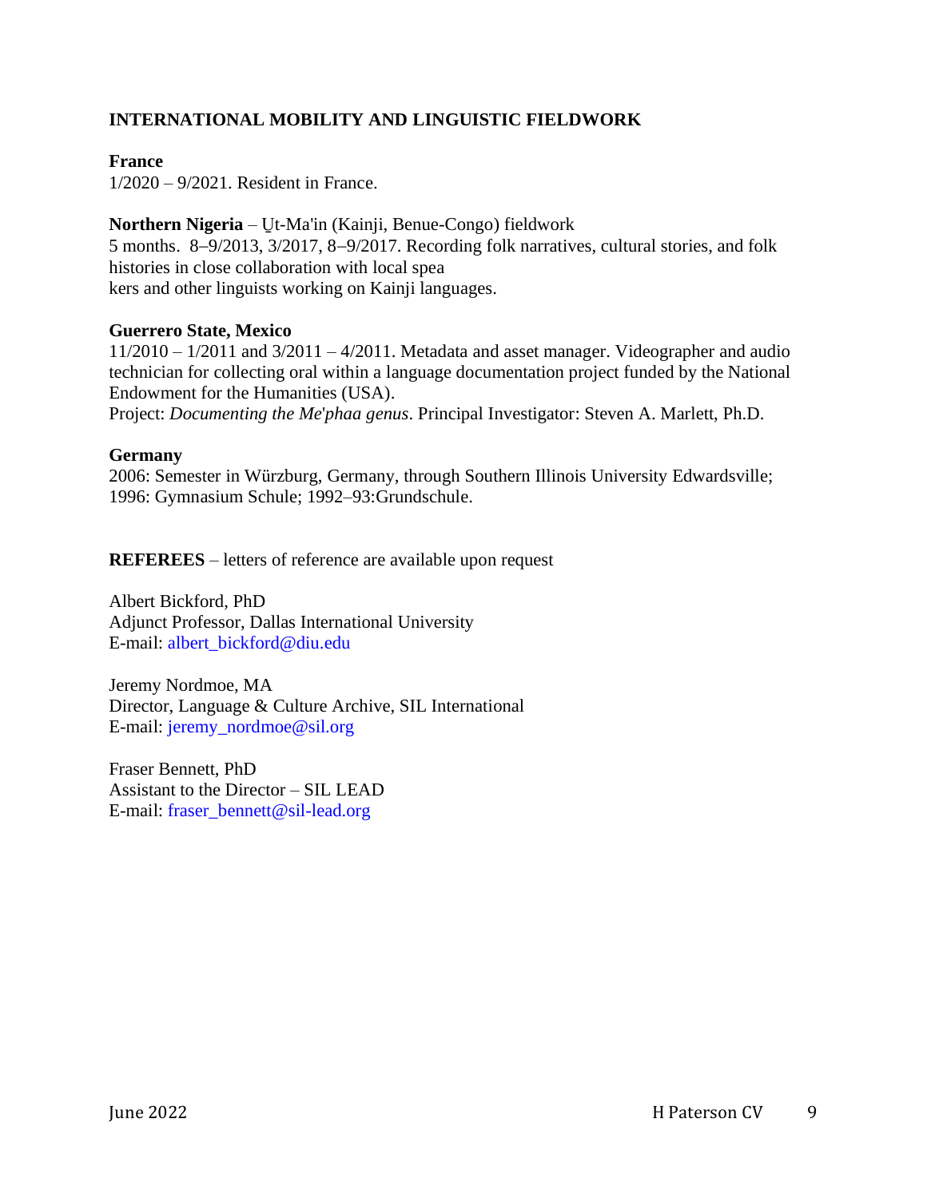**INTERNATIONAL MOBILITY AND LINGUISTIC FIELDWORK**

**France**
1/2020 – 9/2021. Resident in France.

**Northern Nigeria** – Ṵt-Ma'in (Kainji, Benue-Congo) fieldwork
5 months. 8–9/2013, 3/2017, 8–9/2017. Recording folk narratives, cultural stories, and folk histories in close collaboration with local spea
kers and other linguists working on Kainji languages.

**Guerrero State, Mexico**
11/2010 – 1/2011 and 3/2011 – 4/2011. Metadata and asset manager. Videographer and audio technician for collecting oral within a language documentation project funded by the National Endowment for the Humanities (USA).
Project: *Documenting the Me'phaa genus*. Principal Investigator: Steven A. Marlett, Ph.D.

**Germany**
2006: Semester in Würzburg, Germany, through Southern Illinois University Edwardsville; 1996: Gymnasium Schule; 1992–93:Grundschule.

**REFEREES** – letters of reference are available upon request

Albert Bickford, PhD
Adjunct Professor, Dallas International University
E-mail: albert_bickford@diu.edu

Jeremy Nordmoe, MA
Director, Language & Culture Archive, SIL International
E-mail: jeremy_nordmoe@sil.org

Fraser Bennett, PhD
Assistant to the Director – SIL LEAD
E-mail: fraser_bennett@sil-lead.org